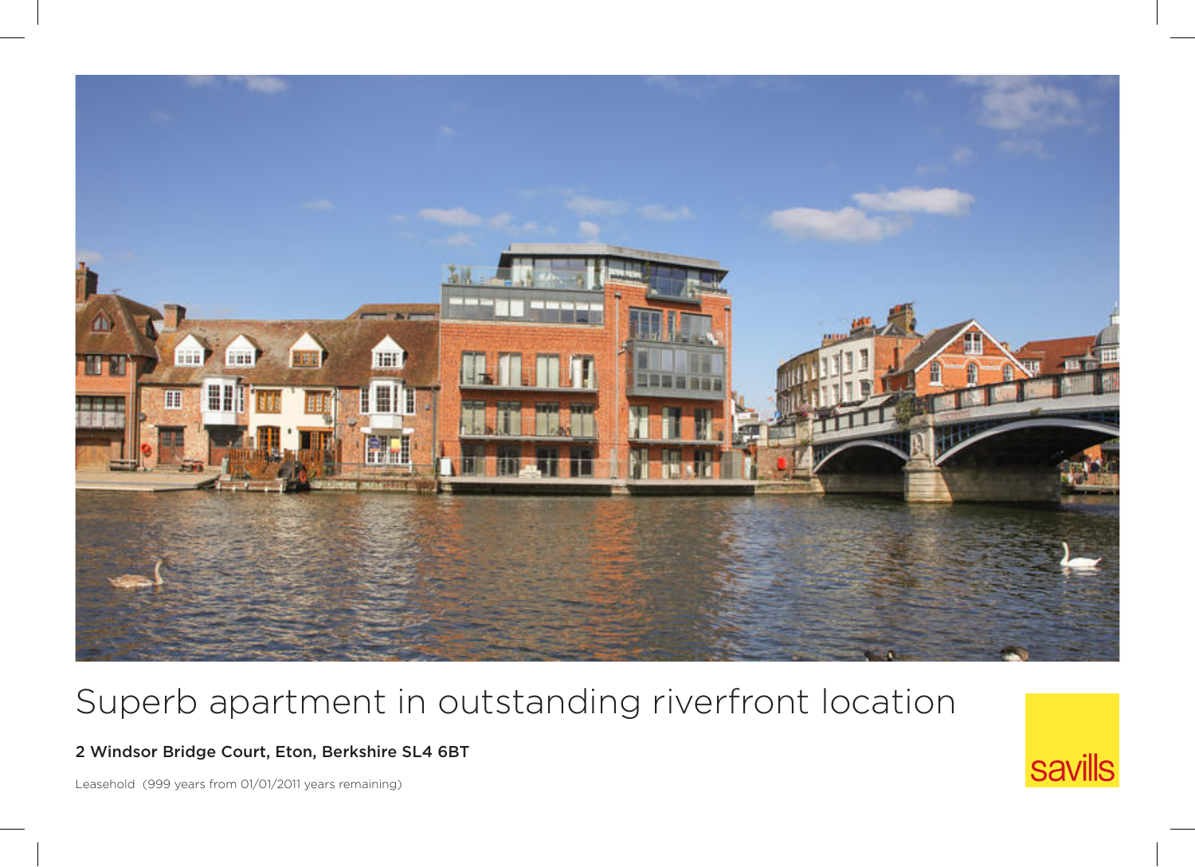# Superb apartment in outstanding riverfront location

**2 Windsor Bridge Court, Eton, Berkshire SL4 6BT**

Leasehold (999 years from 01/01/2011 years remaining)

savills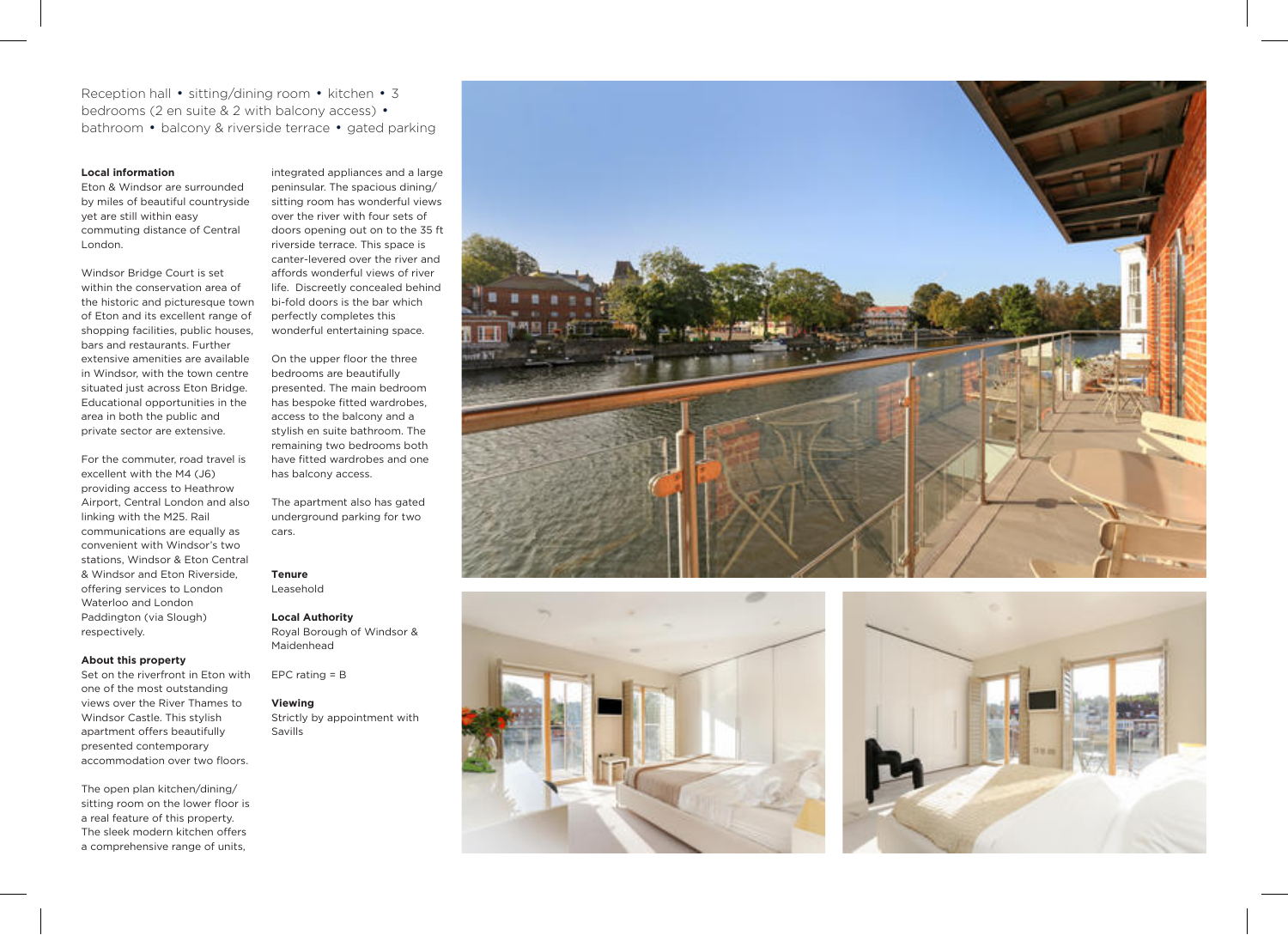Reception hall • sitting/dining room • kitchen • 3 bedrooms (2 en suite & 2 with balcony access) • bathroom • balcony & riverside terrace • gated parking

**Local information**

Eton & Windsor are surrounded by miles of beautiful countryside yet are still within easy commuting distance of Central London.

Windsor Bridge Court is set within the conservation area of the historic and picturesque town of Eton and its excellent range of shopping facilities, public houses, bars and restaurants. Further extensive amenities are available in Windsor, with the town centre situated just across Eton Bridge. Educational opportunities in the area in both the public and private sector are extensive.

For the commuter, road travel is excellent with the M4 (J6) providing access to Heathrow Airport, Central London and also linking with the M25. Rail communications are equally as convenient with Windsor's two stations, Windsor & Eton Central & Windsor and Eton Riverside, offering services to London Waterloo and London Paddington (via Slough) respectively.

**About this property**

Set on the riverfront in Eton with one of the most outstanding views over the River Thames to Windsor Castle. This stylish apartment offers beautifully presented contemporary accommodation over two floors.

The open plan kitchen/dining/sitting room on the lower floor is a real feature of this property. The sleek modern kitchen offers a comprehensive range of units, integrated appliances and a large peninsular. The spacious dining/sitting room has wonderful views over the river with four sets of doors opening out on to the 35 ft riverside terrace. This space is canter-levered over the river and affords wonderful views of river life. Discreetly concealed behind bi-fold doors is the bar which perfectly completes this wonderful entertaining space.

On the upper floor the three bedrooms are beautifully presented. The main bedroom has bespoke fitted wardrobes, access to the balcony and a stylish en suite bathroom. The remaining two bedrooms both have fitted wardrobes and one has balcony access.

The apartment also has gated underground parking for two cars.

**Tenure**

Leasehold

**Local Authority**

Royal Borough of Windsor & Maidenhead

EPC rating = B

**Viewing**

Strictly by appointment with Savills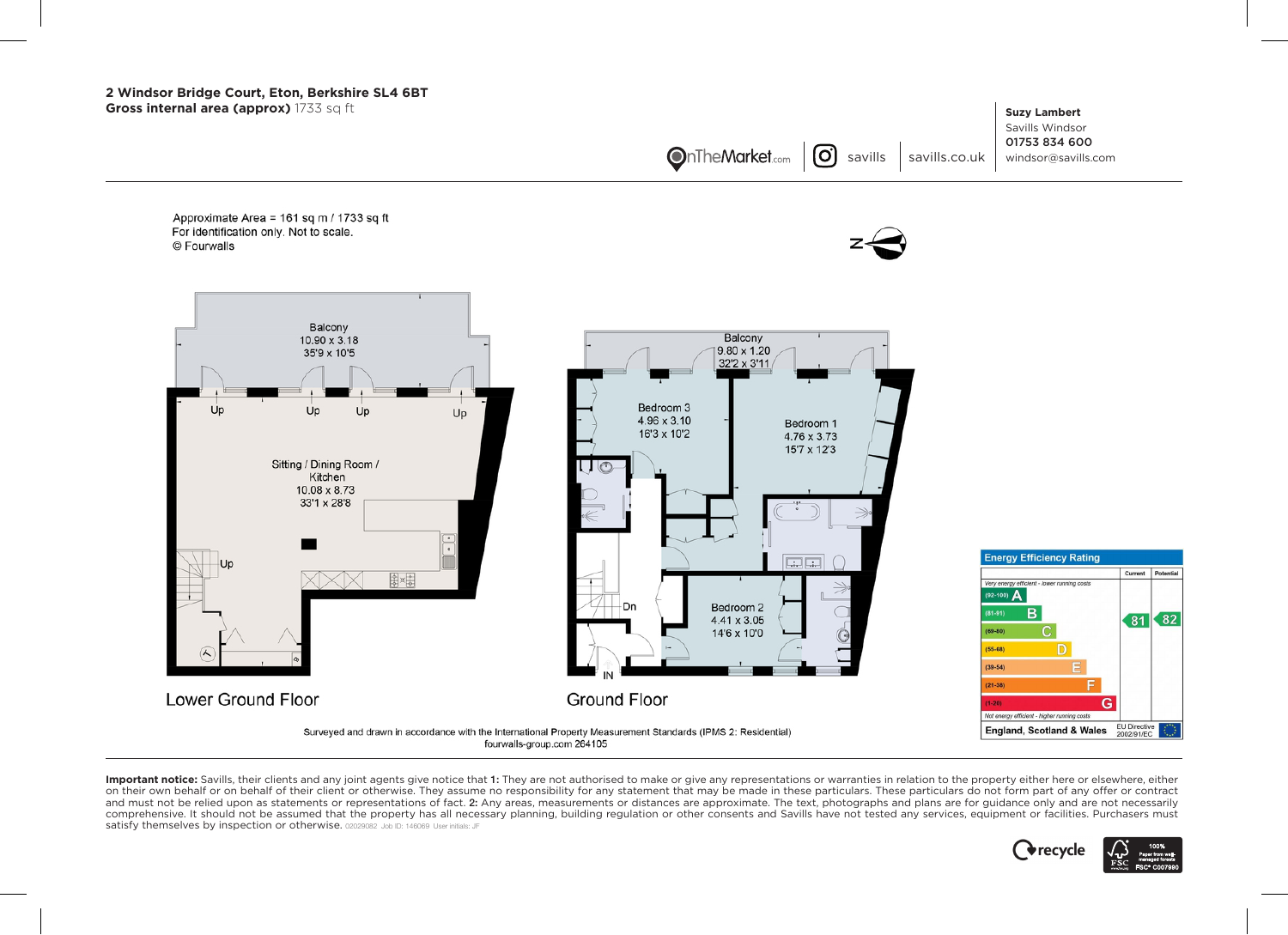**2 Windsor Bridge Court, Eton, Berkshire SL4 6BT**
**Gross internal area (approx)** 1733 sq ft

**Suzy Lambert**
Savills Windsor
**01753 834 600**
windsor@savills.com

OnTheMarket.com | savills | savills.co.uk

Approximate Area = 161 sq m / 1733 sq ft
For identification only. Not to scale.
© Fourwalls

N

Balcony
10.90 x 3.18
35'9 x 10'5

Up
Up
Up
Up

Sitting / Dining Room / Kitchen
10.08 x 8.73
33'1 x 28'8

Up

Lower Ground Floor

Balcony
9.80 x 1.20
32'2 x 3'11

Bedroom 3
4.96 x 3.10
16'3 x 10'2

Bedroom 1
4.76 x 3.73
15'7 x 12'3

Bedroom 2
4.41 x 3.05
14'6 x 10'0

Dn

IN

Ground Floor

Surveyed and drawn in accordance with the International Property Measurement Standards (IPMS 2: Residential)
fourwalls-group.com 264105

Energy Efficiency Rating

Current
Potential

Very energy efficient - lower running costs
(92-100) A
(81-91) B
(69-80) C
(55-68) D
(39-54) E
(21-38) F
(1-20) G
Not energy efficient - higher running costs

81
82

England, Scotland & Wales
EU Directive 2002/91/EC

**Important notice:** Savills, their clients and any joint agents give notice that **1:** They are not authorised to make or give any representations or warranties in relation to the property either here or elsewhere, either on their own behalf or on behalf of their client or otherwise. They assume no responsibility for any statement that may be made in these particulars. These particulars do not form part of any offer or contract and must not be relied upon as statements or representations of fact. **2:** Any areas, measurements or distances are approximate. The text, photographs and plans are for guidance only and are not necessarily comprehensive. It should not be assumed that the property has all necessary planning, building regulation or other consents and Savills have not tested any services, equipment or facilities. Purchasers must satisfy themselves by inspection or otherwise. 02029082 Job ID: 146069 User initials: JF

recycle

100% Paper from well-managed forests FSC® C007990